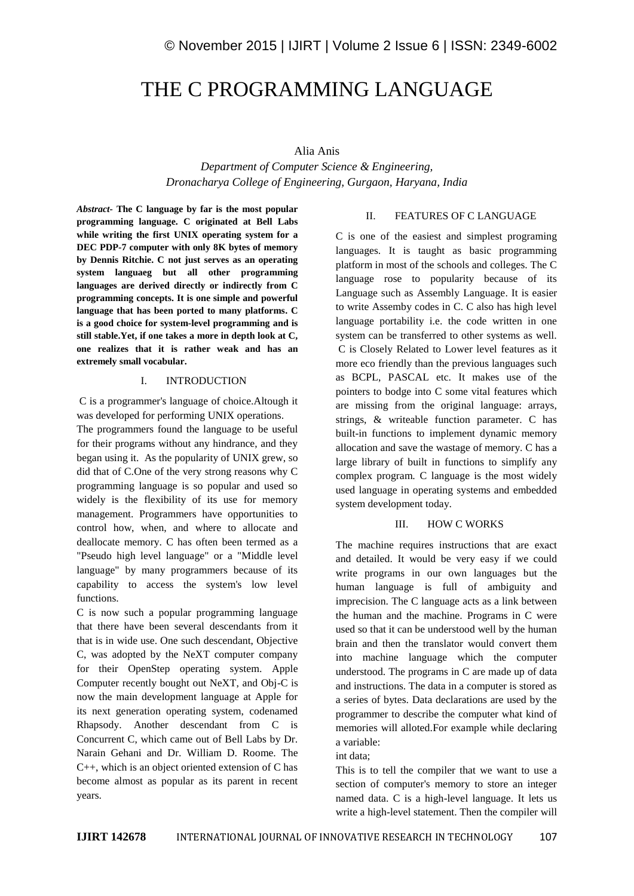# THE C PROGRAMMING LANGUAGE

Alia Anis

*Department of Computer Science & Engineering, Dronacharya College of Engineering, Gurgaon, Haryana, India*

***Abstract-*** **The C language by far is the most popular programming language. C originated at Bell Labs while writing the first UNIX operating system for a DEC PDP-7 computer with only 8K bytes of memory by Dennis Ritchie. C not just serves as an operating system languaeg but all other programming languages are derived directly or indirectly from C programming concepts. It is one simple and powerful language that has been ported to many platforms. C is a good choice for system-level programming and is still stable.Yet, if one takes a more in depth look at C, one realizes that it is rather weak and has an extremely small vocabular.**

## I. INTRODUCTION

C is a programmer's language of choice.Altough it was developed for performing UNIX operations.

The programmers found the language to be useful for their programs without any hindrance, and they began using it. As the popularity of UNIX grew, so did that of C.One of the very strong reasons why C programming language is so popular and used so widely is the flexibility of its use for memory management. Programmers have opportunities to control how, when, and where to allocate and deallocate memory. C has often been termed as a "Pseudo high level language" or a "Middle level language" by many programmers because of its capability to access the system's low level functions.

C is now such a popular programming language that there have been several descendants from it that is in wide use. One such descendant, Objective C, was adopted by the NeXT computer company for their OpenStep operating system. Apple Computer recently bought out NeXT, and Obj-C is now the main development language at Apple for its next generation operating system, codenamed Rhapsody. Another descendant from C is Concurrent C, which came out of Bell Labs by Dr. Narain Gehani and Dr. William D. Roome. The C++, which is an object oriented extension of C has become almost as popular as its parent in recent years.

## II. FEATURES OF C LANGUAGE

C is one of the easiest and simplest programing languages. It is taught as basic programming platform in most of the schools and colleges. The C language rose to popularity because of its Language such as Assembly Language. It is easier to write Assemby codes in C. C also has high level language portability i.e. the code written in one system can be transferred to other systems as well. C is Closely Related to Lower level features as it more eco friendly than the previous languages such as BCPL, PASCAL etc. It makes use of the pointers to bodge into C some vital features which are missing from the original language: arrays, strings, & writeable function parameter. C has built-in functions to implement dynamic memory allocation and save the wastage of memory. C has a large library of built in functions to simplify any complex program. C language is the most widely used language in operating systems and embedded system development today.

## III. HOW C WORKS

The machine requires instructions that are exact and detailed. It would be very easy if we could write programs in our own languages but the human language is full of ambiguity and imprecision. The C language acts as a link between the human and the machine. Programs in C were used so that it can be understood well by the human brain and then the translator would convert them into machine language which the computer understood. The programs in C are made up of data and instructions. The data in a computer is stored as a series of bytes. Data declarations are used by the programmer to describe the computer what kind of memories will alloted.For example while declaring a variable:

int data;

This is to tell the compiler that we want to use a section of computer's memory to store an integer named data. C is a high-level language. It lets us write a high-level statement. Then the compiler will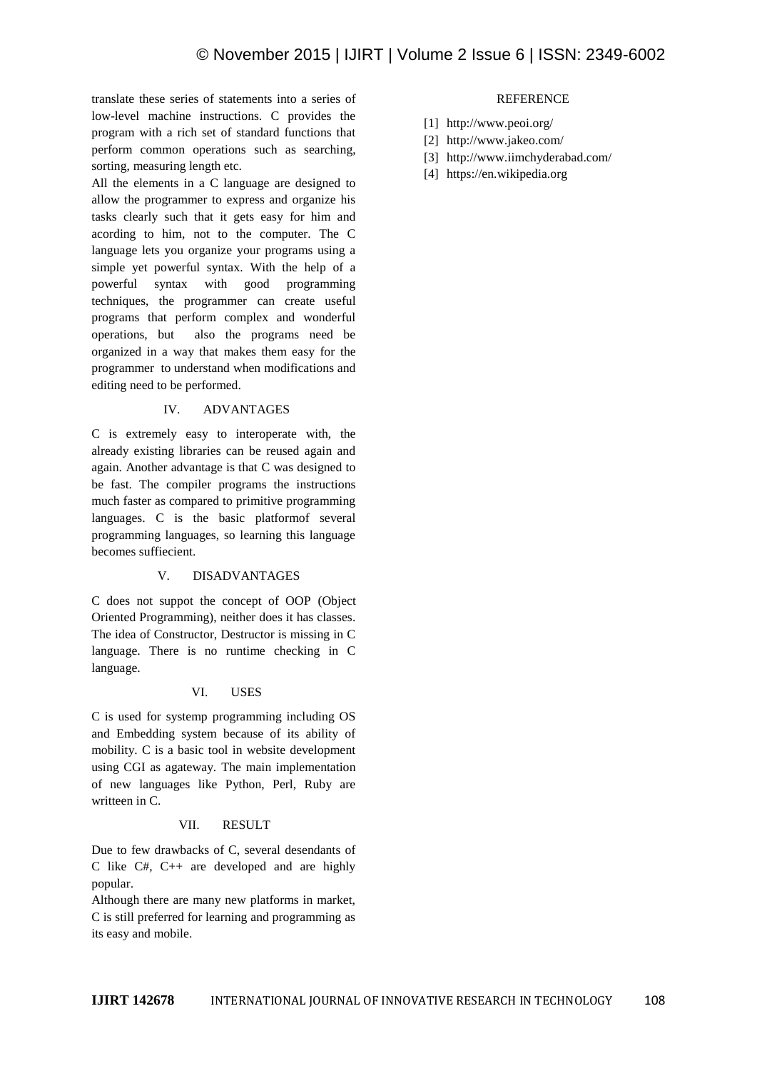translate these series of statements into a series of low-level machine instructions. C provides the program with a rich set of standard functions that perform common operations such as searching, sorting, measuring length etc.

All the elements in a C language are designed to allow the programmer to express and organize his tasks clearly such that it gets easy for him and acording to him, not to the computer. The C language lets you organize your programs using a simple yet powerful syntax. With the help of a powerful syntax with good programming techniques, the programmer can create useful programs that perform complex and wonderful operations, but also the programs need be organized in a way that makes them easy for the programmer to understand when modifications and editing need to be performed.

## IV. ADVANTAGES

C is extremely easy to interoperate with, the already existing libraries can be reused again and again. Another advantage is that C was designed to be fast. The compiler programs the instructions much faster as compared to primitive programming languages. C is the basic platformof several programming languages, so learning this language becomes suffiecient.

## V. DISADVANTAGES

C does not suppot the concept of OOP (Object Oriented Programming), neither does it has classes. The idea of Constructor, Destructor is missing in C language. There is no runtime checking in C language.

## VI. USES

C is used for systemp programming including OS and Embedding system because of its ability of mobility. C is a basic tool in website development using CGI as agateway. The main implementation of new languages like Python, Perl, Ruby are writteen in C.

## VII. RESULT

Due to few drawbacks of C, several desendants of C like C#, C++ are developed and are highly popular.

Although there are many new platforms in market, C is still preferred for learning and programming as its easy and mobile.

## REFERENCE

[1] http://www.peoi.org/

[2] http://www.jakeo.com/

[3] http://www.iimchyderabad.com/

[4] https://en.wikipedia.org